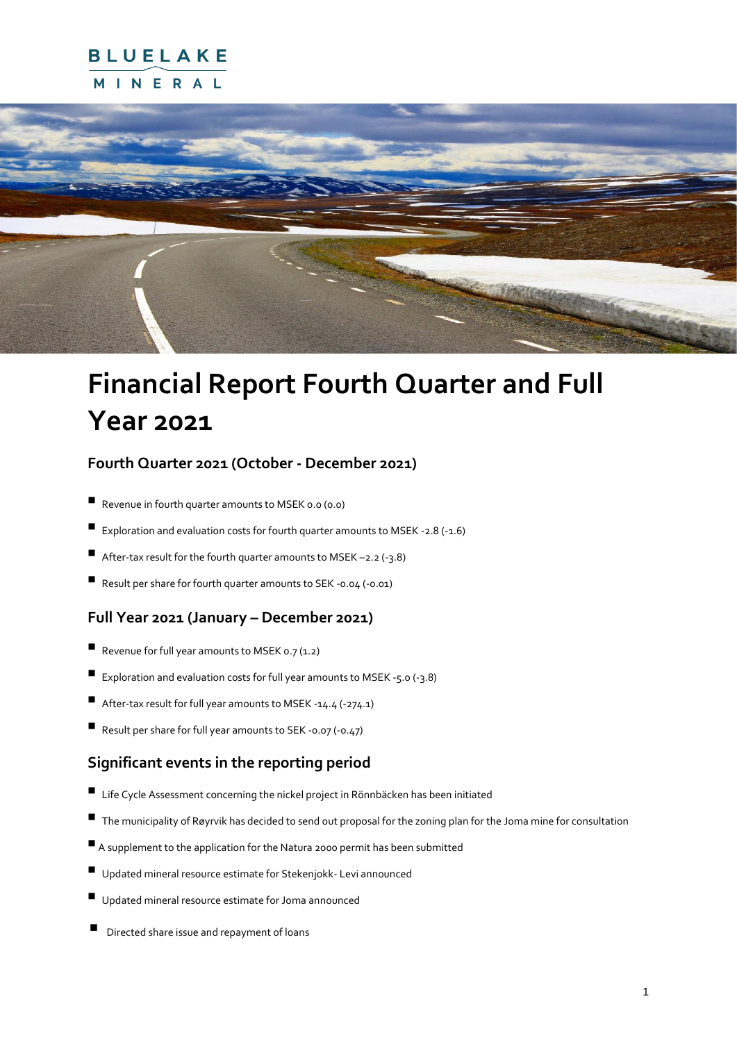BLUELAKE MINERAL

# Financial Report Fourth Quarter and Full Year 2021

## Fourth Quarter 2021 (October - December 2021)

- Revenue in fourth quarter amounts to MSEK 0.0 (0.0)
- Exploration and evaluation costs for fourth quarter amounts to MSEK -2.8 (-1.6)
- After-tax result for the fourth quarter amounts to MSEK –2.2 (-3.8)
- Result per share for fourth quarter amounts to SEK -0.04 (-0.01)

## Full Year 2021 (January – December 2021)

- Revenue for full year amounts to MSEK 0.7 (1.2)
- Exploration and evaluation costs for full year amounts to MSEK -5.0 (-3.8)
- After-tax result for full year amounts to MSEK -14.4 (-274.1)
- Result per share for full year amounts to SEK -0.07 (-0.47)

## Significant events in the reporting period

- Life Cycle Assessment concerning the nickel project in Rönnbäcken has been initiated
- The municipality of Røyrvik has decided to send out proposal for the zoning plan for the Joma mine for consultation
- A supplement to the application for the Natura 2000 permit has been submitted
- Updated mineral resource estimate for Stekenjokk- Levi announced
- Updated mineral resource estimate for Joma announced
- Directed share issue and repayment of loans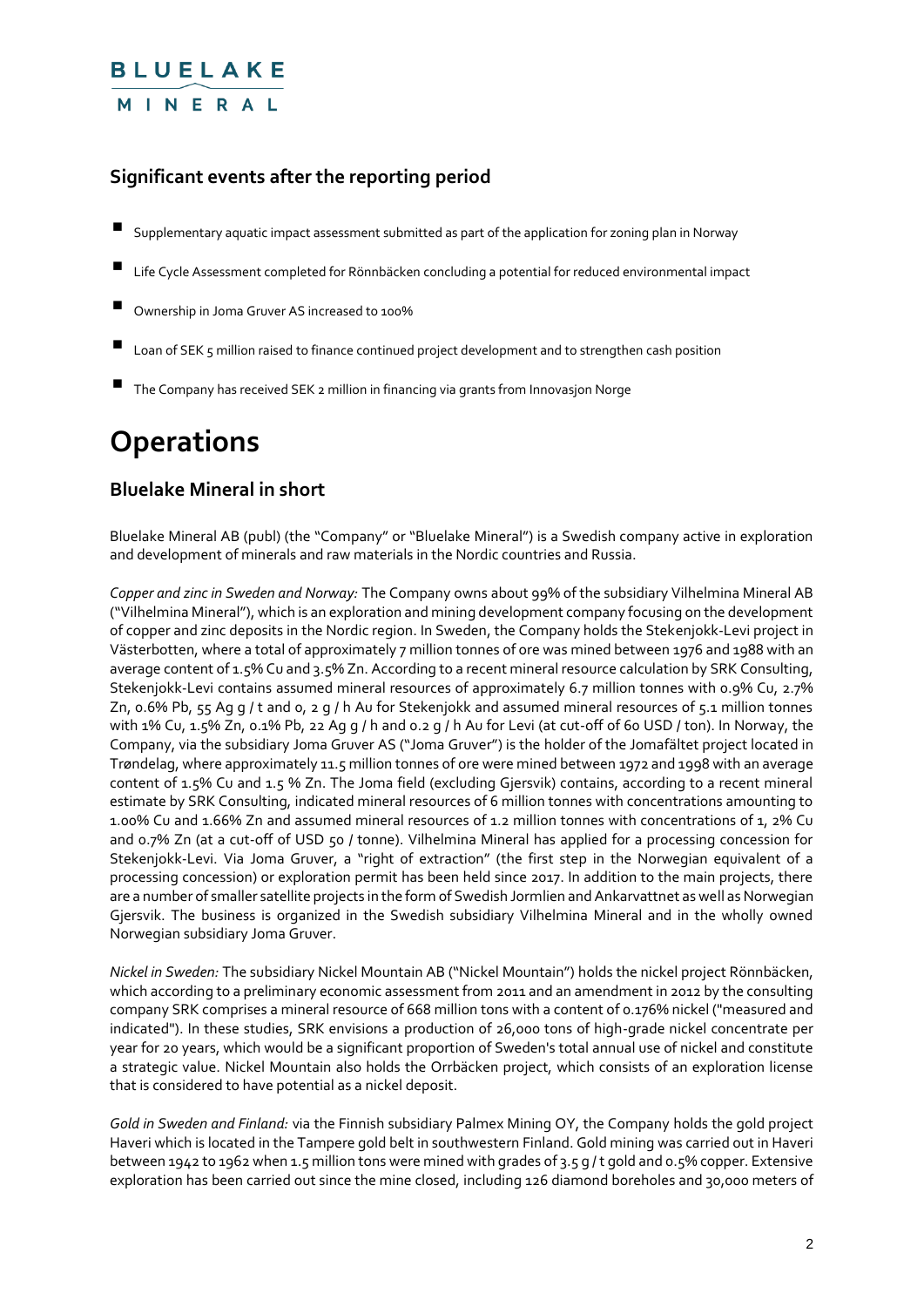## Significant events after the reporting period

- Supplementary aquatic impact assessment submitted as part of the application for zoning plan in Norway
- Life Cycle Assessment completed for Rönnbäcken concluding a potential for reduced environmental impact
- Ownership in Joma Gruver AS increased to 100%
- Loan of SEK 5 million raised to finance continued project development and to strengthen cash position
- The Company has received SEK 2 million in financing via grants from Innovasjon Norge

# Operations

## Bluelake Mineral in short

Bluelake Mineral AB (publ) (the "Company" or "Bluelake Mineral") is a Swedish company active in exploration and development of minerals and raw materials in the Nordic countries and Russia.

*Copper and zinc in Sweden and Norway:* The Company owns about 99% of the subsidiary Vilhelmina Mineral AB ("Vilhelmina Mineral"), which is an exploration and mining development company focusing on the development of copper and zinc deposits in the Nordic region. In Sweden, the Company holds the Stekenjokk-Levi project in Västerbotten, where a total of approximately 7 million tonnes of ore was mined between 1976 and 1988 with an average content of 1.5% Cu and 3.5% Zn. According to a recent mineral resource calculation by SRK Consulting, Stekenjokk-Levi contains assumed mineral resources of approximately 6.7 million tonnes with 0.9% Cu, 2.7% Zn, 0.6% Pb, 55 Ag g / t and 0, 2 g / h Au for Stekenjokk and assumed mineral resources of 5.1 million tonnes with 1% Cu, 1.5% Zn, 0.1% Pb, 22 Ag g / h and 0.2 g / h Au for Levi (at cut-off of 60 USD / ton). In Norway, the Company, via the subsidiary Joma Gruver AS ("Joma Gruver") is the holder of the Jomafältet project located in Trøndelag, where approximately 11.5 million tonnes of ore were mined between 1972 and 1998 with an average content of 1.5% Cu and 1.5 % Zn. The Joma field (excluding Gjersvik) contains, according to a recent mineral estimate by SRK Consulting, indicated mineral resources of 6 million tonnes with concentrations amounting to 1.00% Cu and 1.66% Zn and assumed mineral resources of 1.2 million tonnes with concentrations of 1, 2% Cu and 0.7% Zn (at a cut-off of USD 50 / tonne). Vilhelmina Mineral has applied for a processing concession for Stekenjokk-Levi. Via Joma Gruver, a "right of extraction" (the first step in the Norwegian equivalent of a processing concession) or exploration permit has been held since 2017. In addition to the main projects, there are a number of smaller satellite projects in the form of Swedish Jormlien and Ankarvattnet as well as Norwegian Gjersvik. The business is organized in the Swedish subsidiary Vilhelmina Mineral and in the wholly owned Norwegian subsidiary Joma Gruver.

*Nickel in Sweden:* The subsidiary Nickel Mountain AB ("Nickel Mountain") holds the nickel project Rönnbäcken, which according to a preliminary economic assessment from 2011 and an amendment in 2012 by the consulting company SRK comprises a mineral resource of 668 million tons with a content of 0.176% nickel ("measured and indicated"). In these studies, SRK envisions a production of 26,000 tons of high-grade nickel concentrate per year for 20 years, which would be a significant proportion of Sweden's total annual use of nickel and constitute a strategic value. Nickel Mountain also holds the Orrbäcken project, which consists of an exploration license that is considered to have potential as a nickel deposit.

*Gold in Sweden and Finland:* via the Finnish subsidiary Palmex Mining OY, the Company holds the gold project Haveri which is located in the Tampere gold belt in southwestern Finland. Gold mining was carried out in Haveri between 1942 to 1962 when 1.5 million tons were mined with grades of 3.5 g / t gold and 0.5% copper. Extensive exploration has been carried out since the mine closed, including 126 diamond boreholes and 30,000 meters of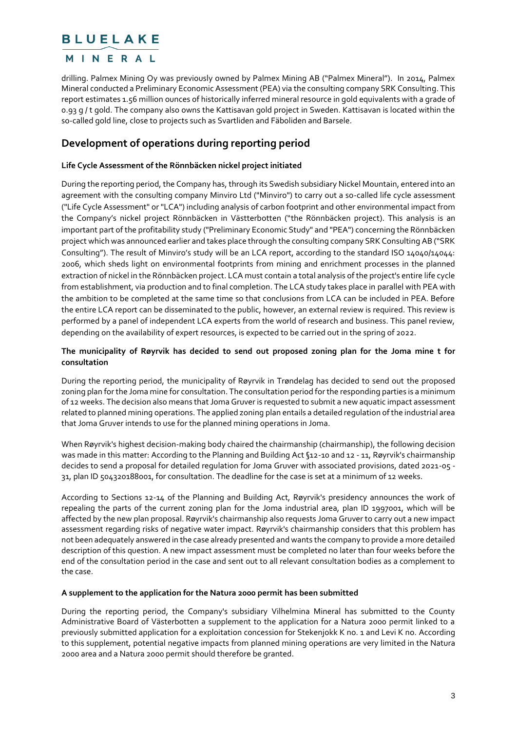drilling. Palmex Mining Oy was previously owned by Palmex Mining AB ("Palmex Mineral"). In 2014, Palmex Mineral conducted a Preliminary Economic Assessment (PEA) via the consulting company SRK Consulting. This report estimates 1.56 million ounces of historically inferred mineral resource in gold equivalents with a grade of 0.93 g / t gold. The company also owns the Kattisavan gold project in Sweden. Kattisavan is located within the so-called gold line, close to projects such as Svartliden and Fäboliden and Barsele.

## Development of operations during reporting period

**Life Cycle Assessment of the Rönnbäcken nickel project initiated**

During the reporting period, the Company has, through its Swedish subsidiary Nickel Mountain, entered into an agreement with the consulting company Minviro Ltd ("Minviro") to carry out a so-called life cycle assessment ("Life Cycle Assessment" or "LCA") including analysis of carbon footprint and other environmental impact from the Company's nickel project Rönnbäcken in Västterbotten ("the Rönnbäcken project). This analysis is an important part of the profitability study ("Preliminary Economic Study" and "PEA") concerning the Rönnbäcken project which was announced earlier and takes place through the consulting company SRK Consulting AB ("SRK Consulting"). The result of Minviro's study will be an LCA report, according to the standard ISO 14040/14044: 2006, which sheds light on environmental footprints from mining and enrichment processes in the planned extraction of nickel in the Rönnbäcken project. LCA must contain a total analysis of the project's entire life cycle from establishment, via production and to final completion. The LCA study takes place in parallel with PEA with the ambition to be completed at the same time so that conclusions from LCA can be included in PEA. Before the entire LCA report can be disseminated to the public, however, an external review is required. This review is performed by a panel of independent LCA experts from the world of research and business. This panel review, depending on the availability of expert resources, is expected to be carried out in the spring of 2022.

**The municipality of Røyrvik has decided to send out proposed zoning plan for the Joma mine t for consultation**

During the reporting period, the municipality of Røyrvik in Trøndelag has decided to send out the proposed zoning plan for the Joma mine for consultation. The consultation period for the responding parties is a minimum of 12 weeks. The decision also means that Joma Gruver is requested to submit a new aquatic impact assessment related to planned mining operations. The applied zoning plan entails a detailed regulation of the industrial area that Joma Gruver intends to use for the planned mining operations in Joma.

When Røyrvik's highest decision-making body chaired the chairmanship (chairmanship), the following decision was made in this matter: According to the Planning and Building Act §12-10 and 12 - 11, Røyrvik's chairmanship decides to send a proposal for detailed regulation for Joma Gruver with associated provisions, dated 2021-05 - 31, plan ID 504320188001, for consultation. The deadline for the case is set at a minimum of 12 weeks.

According to Sections 12-14 of the Planning and Building Act, Røyrvik's presidency announces the work of repealing the parts of the current zoning plan for the Joma industrial area, plan ID 1997001, which will be affected by the new plan proposal. Røyrvik's chairmanship also requests Joma Gruver to carry out a new impact assessment regarding risks of negative water impact. Røyrvik's chairmanship considers that this problem has not been adequately answered in the case already presented and wants the company to provide a more detailed description of this question. A new impact assessment must be completed no later than four weeks before the end of the consultation period in the case and sent out to all relevant consultation bodies as a complement to the case.

**A supplement to the application for the Natura 2000 permit has been submitted**

During the reporting period, the Company's subsidiary Vilhelmina Mineral has submitted to the County Administrative Board of Västerbotten a supplement to the application for a Natura 2000 permit linked to a previously submitted application for a exploitation concession for Stekenjokk K no. 1 and Levi K no. According to this supplement, potential negative impacts from planned mining operations are very limited in the Natura 2000 area and a Natura 2000 permit should therefore be granted.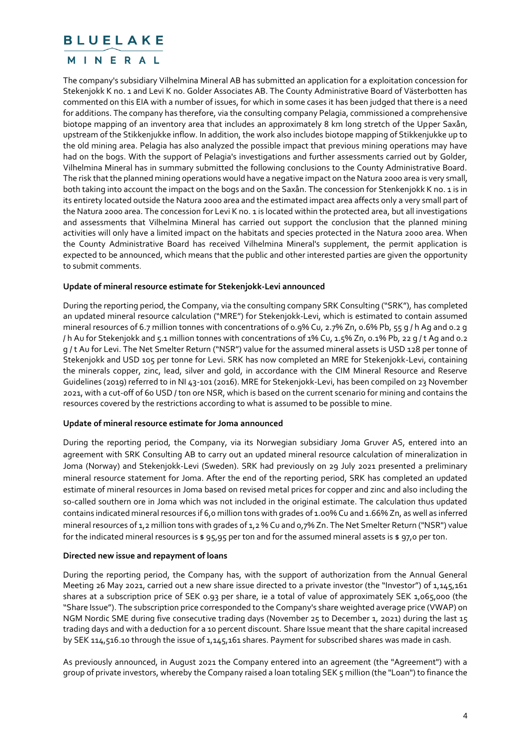The company's subsidiary Vilhelmina Mineral AB has submitted an application for a exploitation concession for Stekenjokk K no. 1 and Levi K no. Golder Associates AB. The County Administrative Board of Västerbotten has commented on this EIA with a number of issues, for which in some cases it has been judged that there is a need for additions. The company has therefore, via the consulting company Pelagia, commissioned a comprehensive biotope mapping of an inventory area that includes an approximately 8 km long stretch of the Upper Saxån, upstream of the Stikkenjukke inflow. In addition, the work also includes biotope mapping of Stikkenjukke up to the old mining area. Pelagia has also analyzed the possible impact that previous mining operations may have had on the bogs. With the support of Pelagia's investigations and further assessments carried out by Golder, Vilhelmina Mineral has in summary submitted the following conclusions to the County Administrative Board. The risk that the planned mining operations would have a negative impact on the Natura 2000 area is very small, both taking into account the impact on the bogs and on the Saxån. The concession for Stenkenjokk K no. 1 is in its entirety located outside the Natura 2000 area and the estimated impact area affects only a very small part of the Natura 2000 area. The concession for Levi K no. 1 is located within the protected area, but all investigations and assessments that Vilhelmina Mineral has carried out support the conclusion that the planned mining activities will only have a limited impact on the habitats and species protected in the Natura 2000 area. When the County Administrative Board has received Vilhelmina Mineral's supplement, the permit application is expected to be announced, which means that the public and other interested parties are given the opportunity to submit comments.

**Update of mineral resource estimate for Stekenjokk-Levi announced**

During the reporting period, the Company, via the consulting company SRK Consulting ("SRK"), has completed an updated mineral resource calculation ("MRE") for Stekenjokk-Levi, which is estimated to contain assumed mineral resources of 6.7 million tonnes with concentrations of 0.9% Cu, 2.7% Zn, 0.6% Pb, 55 g / h Ag and 0.2 g / h Au for Stekenjokk and 5.1 million tonnes with concentrations of 1% Cu, 1.5% Zn, 0.1% Pb, 22 g / t Ag and 0.2 g / t Au for Levi. The Net Smelter Return ("NSR") value for the assumed mineral assets is USD 128 per tonne of Stekenjokk and USD 105 per tonne for Levi. SRK has now completed an MRE for Stekenjokk-Levi, containing the minerals copper, zinc, lead, silver and gold, in accordance with the CIM Mineral Resource and Reserve Guidelines (2019) referred to in NI 43-101 (2016). MRE for Stekenjokk-Levi, has been compiled on 23 November 2021, with a cut-off of 60 USD / ton ore NSR, which is based on the current scenario for mining and contains the resources covered by the restrictions according to what is assumed to be possible to mine.

**Update of mineral resource estimate for Joma announced**

During the reporting period, the Company, via its Norwegian subsidiary Joma Gruver AS, entered into an agreement with SRK Consulting AB to carry out an updated mineral resource calculation of mineralization in Joma (Norway) and Stekenjokk-Levi (Sweden). SRK had previously on 29 July 2021 presented a preliminary mineral resource statement for Joma. After the end of the reporting period, SRK has completed an updated estimate of mineral resources in Joma based on revised metal prices for copper and zinc and also including the so-called southern ore in Joma which was not included in the original estimate. The calculation thus updated contains indicated mineral resources if 6,0 million tons with grades of 1.00% Cu and 1.66% Zn, as well as inferred mineral resources of 1,2 million tons with grades of 1,2 % Cu and 0,7% Zn. The Net Smelter Return ("NSR") value for the indicated mineral resources is $ 95,95 per ton and for the assumed mineral assets is $ 97,0 per ton.

**Directed new issue and repayment of loans**

During the reporting period, the Company has, with the support of authorization from the Annual General Meeting 26 May 2021, carried out a new share issue directed to a private investor (the "Investor") of 1,145,161 shares at a subscription price of SEK 0.93 per share, ie a total of value of approximately SEK 1,065,000 (the "Share Issue"). The subscription price corresponded to the Company's share weighted average price (VWAP) on NGM Nordic SME during five consecutive trading days (November 25 to December 1, 2021) during the last 15 trading days and with a deduction for a 10 percent discount. Share Issue meant that the share capital increased by SEK 114,516.10 through the issue of 1,145,161 shares. Payment for subscribed shares was made in cash.

As previously announced, in August 2021 the Company entered into an agreement (the "Agreement") with a group of private investors, whereby the Company raised a loan totaling SEK 5 million (the "Loan") to finance the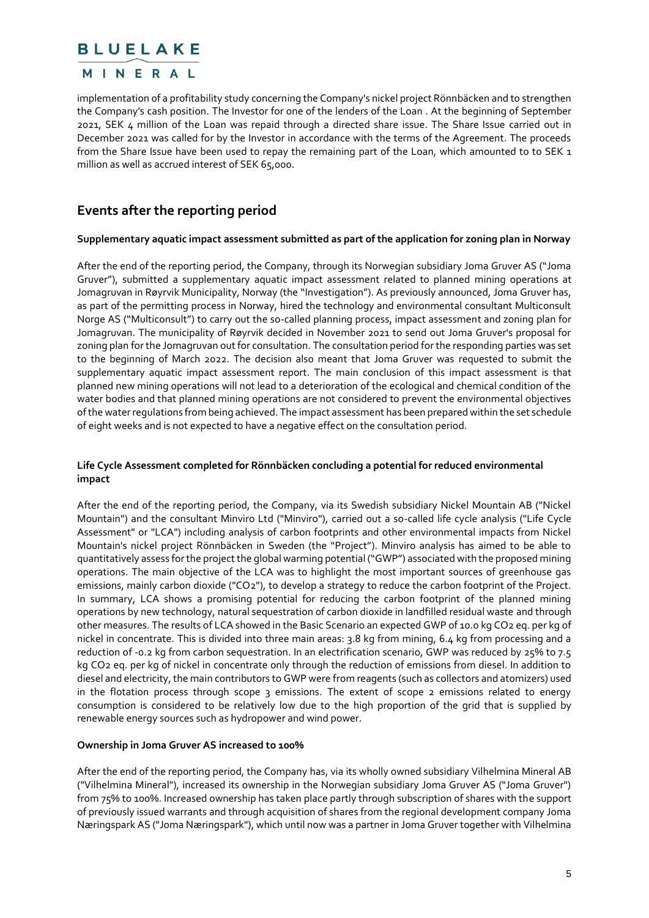implementation of a profitability study concerning the Company's nickel project Rönnbäcken and to strengthen the Company's cash position. The Investor for one of the lenders of the Loan . At the beginning of September 2021, SEK 4 million of the Loan was repaid through a directed share issue. The Share Issue carried out in December 2021 was called for by the Investor in accordance with the terms of the Agreement. The proceeds from the Share Issue have been used to repay the remaining part of the Loan, which amounted to to SEK 1 million as well as accrued interest of SEK 65,000.

## Events after the reporting period

**Supplementary aquatic impact assessment submitted as part of the application for zoning plan in Norway**

After the end of the reporting period, the Company, through its Norwegian subsidiary Joma Gruver AS ("Joma Gruver"), submitted a supplementary aquatic impact assessment related to planned mining operations at Jomagruvan in Røyrvik Municipality, Norway (the "Investigation"). As previously announced, Joma Gruver has, as part of the permitting process in Norway, hired the technology and environmental consultant Multiconsult Norge AS ("Multiconsult") to carry out the so-called planning process, impact assessment and zoning plan for Jomagruvan. The municipality of Røyrvik decided in November 2021 to send out Joma Gruver's proposal for zoning plan for the Jomagruvan out for consultation. The consultation period for the responding parties was set to the beginning of March 2022. The decision also meant that Joma Gruver was requested to submit the supplementary aquatic impact assessment report. The main conclusion of this impact assessment is that planned new mining operations will not lead to a deterioration of the ecological and chemical condition of the water bodies and that planned mining operations are not considered to prevent the environmental objectives of the water regulations from being achieved. The impact assessment has been prepared within the set schedule of eight weeks and is not expected to have a negative effect on the consultation period.

**Life Cycle Assessment completed for Rönnbäcken concluding a potential for reduced environmental impact**

After the end of the reporting period, the Company, via its Swedish subsidiary Nickel Mountain AB ("Nickel Mountain") and the consultant Minviro Ltd ("Minviro"), carried out a so-called life cycle analysis ("Life Cycle Assessment" or "LCA") including analysis of carbon footprints and other environmental impacts from Nickel Mountain's nickel project Rönnbäcken in Sweden (the "Project"). Minviro analysis has aimed to be able to quantitatively assess for the project the global warming potential ("GWP") associated with the proposed mining operations. The main objective of the LCA was to highlight the most important sources of greenhouse gas emissions, mainly carbon dioxide ("$CO_2$"), to develop a strategy to reduce the carbon footprint of the Project. In summary, LCA shows a promising potential for reducing the carbon footprint of the planned mining operations by new technology, natural sequestration of carbon dioxide in landfilled residual waste and through other measures. The results of LCA showed in the Basic Scenario an expected GWP of 10.0 kg $CO_2$ eq. per kg of nickel in concentrate. This is divided into three main areas: 3.8 kg from mining, 6.4 kg from processing and a reduction of -0.2 kg from carbon sequestration. In an electrification scenario, GWP was reduced by 25% to 7.5 kg $CO_2$ eq. per kg of nickel in concentrate only through the reduction of emissions from diesel. In addition to diesel and electricity, the main contributors to GWP were from reagents (such as collectors and atomizers) used in the flotation process through scope 3 emissions. The extent of scope 2 emissions related to energy consumption is considered to be relatively low due to the high proportion of the grid that is supplied by renewable energy sources such as hydropower and wind power.

**Ownership in Joma Gruver AS increased to 100%**

After the end of the reporting period, the Company has, via its wholly owned subsidiary Vilhelmina Mineral AB ("Vilhelmina Mineral"), increased its ownership in the Norwegian subsidiary Joma Gruver AS ("Joma Gruver") from 75% to 100%. Increased ownership has taken place partly through subscription of shares with the support of previously issued warrants and through acquisition of shares from the regional development company Joma Næringspark AS ("Joma Næringspark"), which until now was a partner in Joma Gruver together with Vilhelmina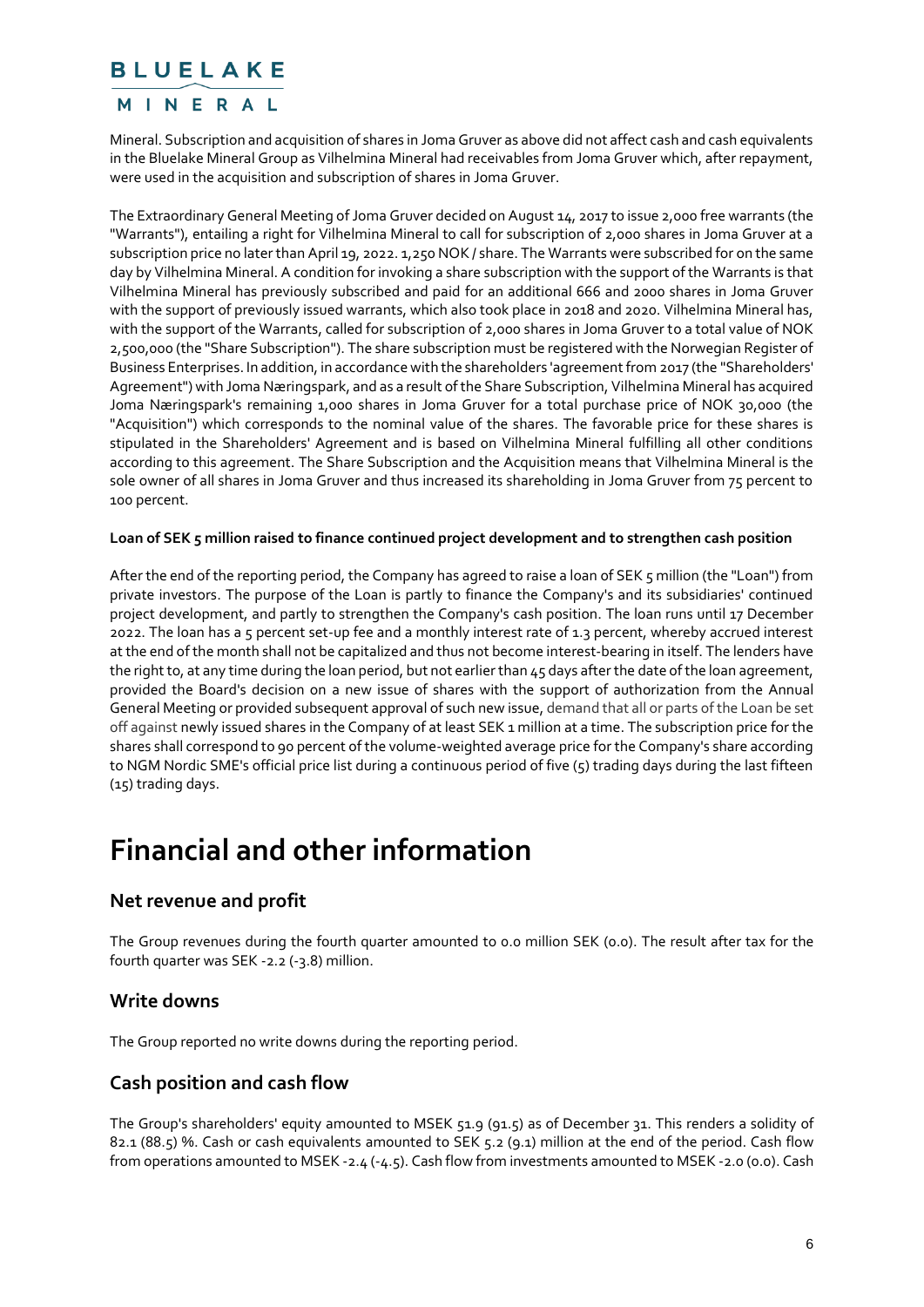Mineral. Subscription and acquisition of shares in Joma Gruver as above did not affect cash and cash equivalents in the Bluelake Mineral Group as Vilhelmina Mineral had receivables from Joma Gruver which, after repayment, were used in the acquisition and subscription of shares in Joma Gruver.

The Extraordinary General Meeting of Joma Gruver decided on August 14, 2017 to issue 2,000 free warrants (the "Warrants"), entailing a right for Vilhelmina Mineral to call for subscription of 2,000 shares in Joma Gruver at a subscription price no later than April 19, 2022. 1,250 NOK / share. The Warrants were subscribed for on the same day by Vilhelmina Mineral. A condition for invoking a share subscription with the support of the Warrants is that Vilhelmina Mineral has previously subscribed and paid for an additional 666 and 2000 shares in Joma Gruver with the support of previously issued warrants, which also took place in 2018 and 2020. Vilhelmina Mineral has, with the support of the Warrants, called for subscription of 2,000 shares in Joma Gruver to a total value of NOK 2,500,000 (the "Share Subscription"). The share subscription must be registered with the Norwegian Register of Business Enterprises. In addition, in accordance with the shareholders 'agreement from 2017 (the "Shareholders' Agreement") with Joma Næringspark, and as a result of the Share Subscription, Vilhelmina Mineral has acquired Joma Næringspark's remaining 1,000 shares in Joma Gruver for a total purchase price of NOK 30,000 (the "Acquisition") which corresponds to the nominal value of the shares. The favorable price for these shares is stipulated in the Shareholders' Agreement and is based on Vilhelmina Mineral fulfilling all other conditions according to this agreement. The Share Subscription and the Acquisition means that Vilhelmina Mineral is the sole owner of all shares in Joma Gruver and thus increased its shareholding in Joma Gruver from 75 percent to 100 percent.

**Loan of SEK 5 million raised to finance continued project development and to strengthen cash position**

After the end of the reporting period, the Company has agreed to raise a loan of SEK 5 million (the "Loan") from private investors. The purpose of the Loan is partly to finance the Company's and its subsidiaries' continued project development, and partly to strengthen the Company's cash position. The loan runs until 17 December 2022. The loan has a 5 percent set-up fee and a monthly interest rate of 1.3 percent, whereby accrued interest at the end of the month shall not be capitalized and thus not become interest-bearing in itself. The lenders have the right to, at any time during the loan period, but not earlier than 45 days after the date of the loan agreement, provided the Board's decision on a new issue of shares with the support of authorization from the Annual General Meeting or provided subsequent approval of such new issue, demand that all or parts of the Loan be set off against newly issued shares in the Company of at least SEK 1 million at a time. The subscription price for the shares shall correspond to 90 percent of the volume-weighted average price for the Company's share according to NGM Nordic SME's official price list during a continuous period of five (5) trading days during the last fifteen (15) trading days.

# Financial and other information

## Net revenue and profit

The Group revenues during the fourth quarter amounted to 0.0 million SEK (0.0). The result after tax for the fourth quarter was SEK -2.2 (-3.8) million.

## Write downs

The Group reported no write downs during the reporting period.

## Cash position and cash flow

The Group's shareholders' equity amounted to MSEK 51.9 (91.5) as of December 31. This renders a solidity of 82.1 (88.5) %. Cash or cash equivalents amounted to SEK 5.2 (9.1) million at the end of the period. Cash flow from operations amounted to MSEK -2.4 (-4.5). Cash flow from investments amounted to MSEK -2.0 (0.0). Cash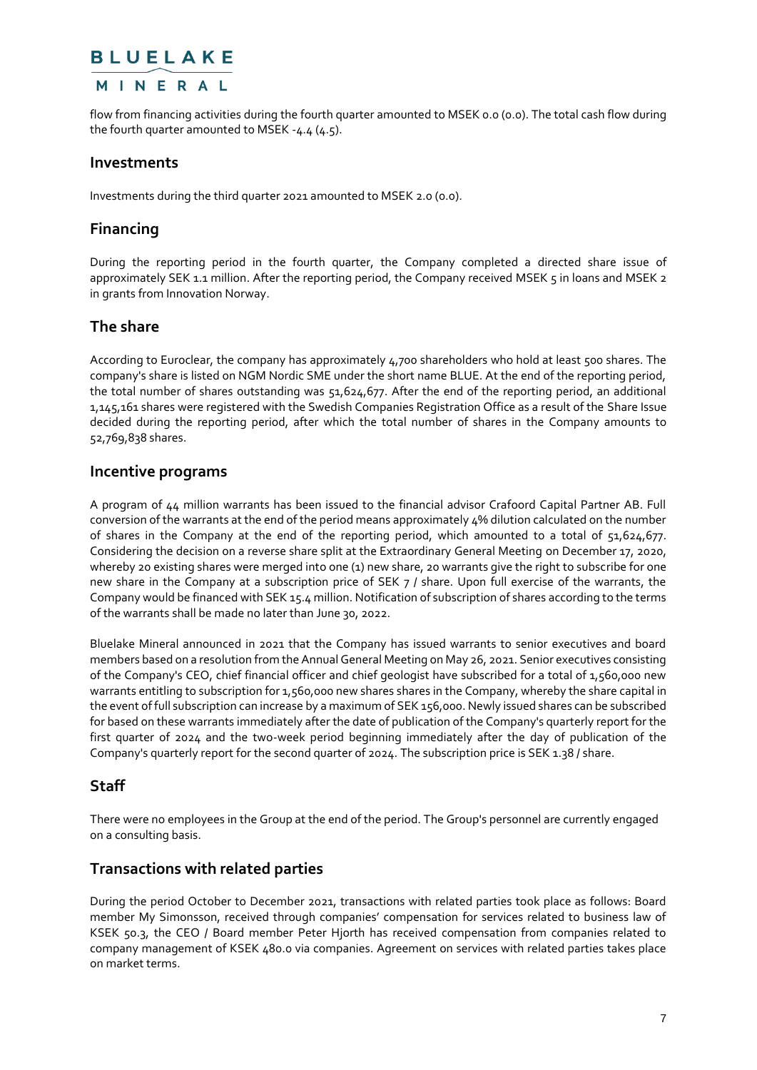flow from financing activities during the fourth quarter amounted to MSEK 0.0 (0.0). The total cash flow during the fourth quarter amounted to MSEK -4.4 (4.5).

## Investments

Investments during the third quarter 2021 amounted to MSEK 2.0 (0.0).

## Financing

During the reporting period in the fourth quarter, the Company completed a directed share issue of approximately SEK 1.1 million. After the reporting period, the Company received MSEK 5 in loans and MSEK 2 in grants from Innovation Norway.

## The share

According to Euroclear, the company has approximately 4,700 shareholders who hold at least 500 shares. The company's share is listed on NGM Nordic SME under the short name BLUE. At the end of the reporting period, the total number of shares outstanding was 51,624,677. After the end of the reporting period, an additional 1,145,161 shares were registered with the Swedish Companies Registration Office as a result of the Share Issue decided during the reporting period, after which the total number of shares in the Company amounts to 52,769,838 shares.

## Incentive programs

A program of 44 million warrants has been issued to the financial advisor Crafoord Capital Partner AB. Full conversion of the warrants at the end of the period means approximately 4% dilution calculated on the number of shares in the Company at the end of the reporting period, which amounted to a total of 51,624,677. Considering the decision on a reverse share split at the Extraordinary General Meeting on December 17, 2020, whereby 20 existing shares were merged into one (1) new share, 20 warrants give the right to subscribe for one new share in the Company at a subscription price of SEK 7 / share. Upon full exercise of the warrants, the Company would be financed with SEK 15.4 million. Notification of subscription of shares according to the terms of the warrants shall be made no later than June 30, 2022.

Bluelake Mineral announced in 2021 that the Company has issued warrants to senior executives and board members based on a resolution from the Annual General Meeting on May 26, 2021. Senior executives consisting of the Company's CEO, chief financial officer and chief geologist have subscribed for a total of 1,560,000 new warrants entitling to subscription for 1,560,000 new shares shares in the Company, whereby the share capital in the event of full subscription can increase by a maximum of SEK 156,000. Newly issued shares can be subscribed for based on these warrants immediately after the date of publication of the Company's quarterly report for the first quarter of 2024 and the two-week period beginning immediately after the day of publication of the Company's quarterly report for the second quarter of 2024. The subscription price is SEK 1.38 / share.

## Staff

There were no employees in the Group at the end of the period. The Group's personnel are currently engaged on a consulting basis.

## Transactions with related parties

During the period October to December 2021, transactions with related parties took place as follows: Board member My Simonsson, received through companies' compensation for services related to business law of KSEK 50.3, the CEO / Board member Peter Hjorth has received compensation from companies related to company management of KSEK 480.0 via companies. Agreement on services with related parties takes place on market terms.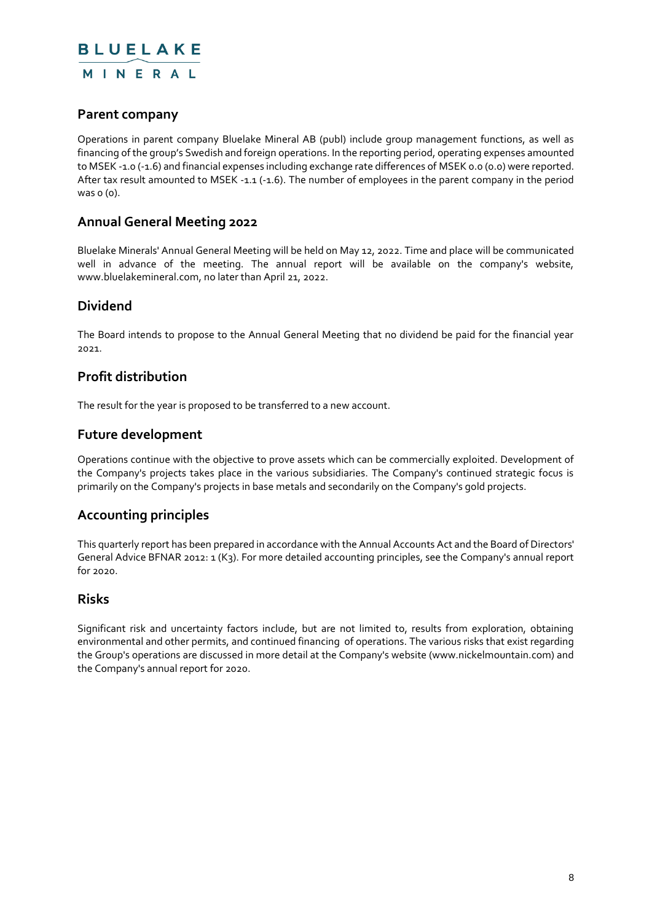## Parent company

Operations in parent company Bluelake Mineral AB (publ) include group management functions, as well as financing of the group's Swedish and foreign operations. In the reporting period, operating expenses amounted to MSEK -1.0 (-1.6) and financial expenses including exchange rate differences of MSEK 0.0 (0.0) were reported. After tax result amounted to MSEK -1.1 (-1.6). The number of employees in the parent company in the period was 0 (0).

## Annual General Meeting 2022

Bluelake Minerals' Annual General Meeting will be held on May 12, 2022. Time and place will be communicated well in advance of the meeting. The annual report will be available on the company's website, www.bluelakemineral.com, no later than April 21, 2022.

## Dividend

The Board intends to propose to the Annual General Meeting that no dividend be paid for the financial year 2021.

## Profit distribution

The result for the year is proposed to be transferred to a new account.

## Future development

Operations continue with the objective to prove assets which can be commercially exploited. Development of the Company's projects takes place in the various subsidiaries. The Company's continued strategic focus is primarily on the Company's projects in base metals and secondarily on the Company's gold projects.

## Accounting principles

This quarterly report has been prepared in accordance with the Annual Accounts Act and the Board of Directors' General Advice BFNAR 2012: 1 (K3). For more detailed accounting principles, see the Company's annual report for 2020.

## Risks

Significant risk and uncertainty factors include, but are not limited to, results from exploration, obtaining environmental and other permits, and continued financing of operations. The various risks that exist regarding the Group's operations are discussed in more detail at the Company's website (www.nickelmountain.com) and the Company's annual report for 2020.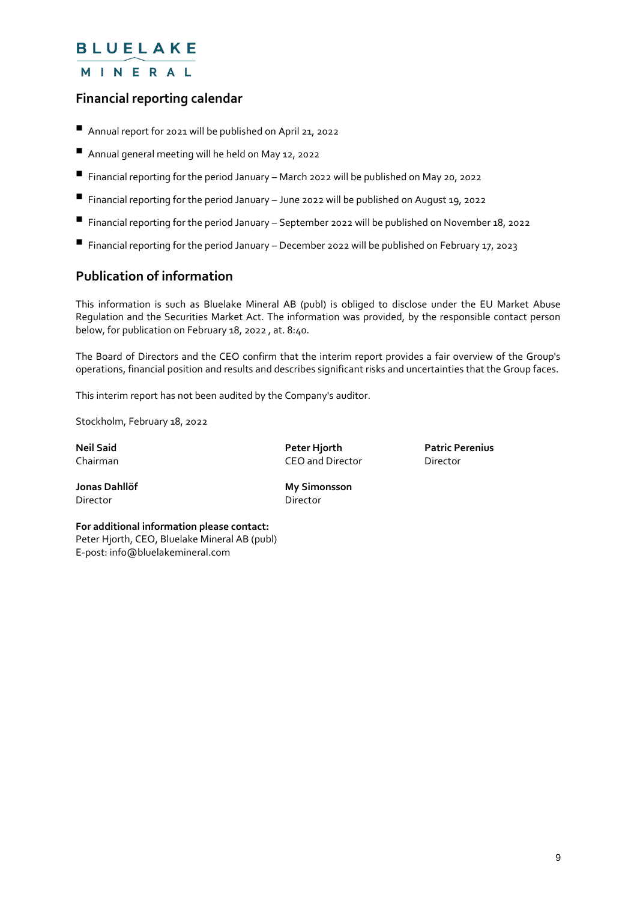## Financial reporting calendar

- Annual report for 2021 will be published on April 21, 2022
- Annual general meeting will he held on May 12, 2022
- Financial reporting for the period January – March 2022 will be published on May 20, 2022
- Financial reporting for the period January – June 2022 will be published on August 19, 2022
- Financial reporting for the period January – September 2022 will be published on November 18, 2022
- Financial reporting for the period January – December 2022 will be published on February 17, 2023

## Publication of information

This information is such as Bluelake Mineral AB (publ) is obliged to disclose under the EU Market Abuse Regulation and the Securities Market Act. The information was provided, by the responsible contact person below, for publication on February 18, 2022 , at. 8:40.

The Board of Directors and the CEO confirm that the interim report provides a fair overview of the Group's operations, financial position and results and describes significant risks and uncertainties that the Group faces.

This interim report has not been audited by the Company's auditor.

Stockholm, February 18, 2022

**Neil Said**
Chairman

**Peter Hjorth**
CEO and Director

**Patric Perenius**
Director

**Jonas Dahllöf**
Director

**My Simonsson**
Director

**For additional information please contact:**
Peter Hjorth, CEO, Bluelake Mineral AB (publ)
E-post: info@bluelakemineral.com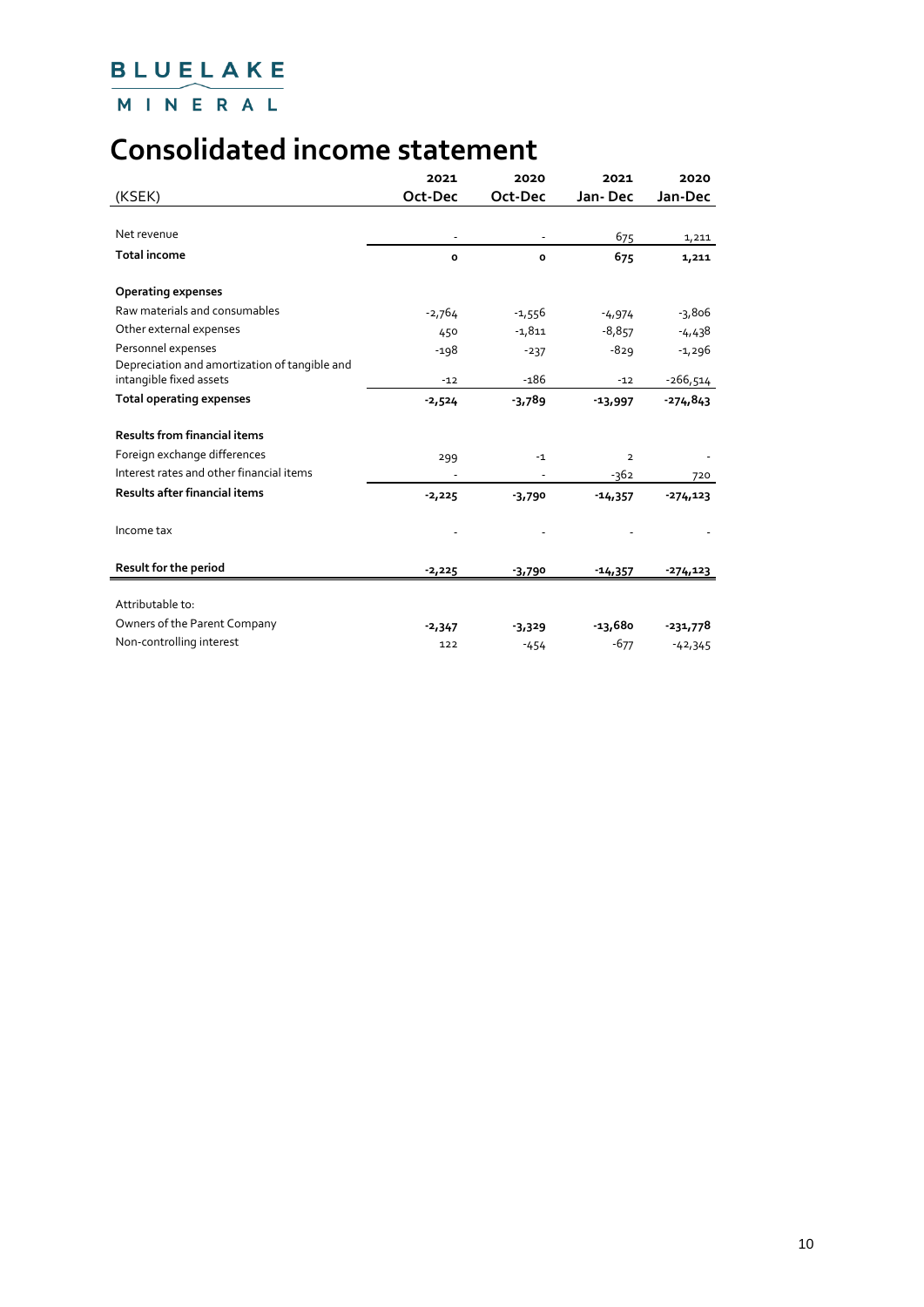BLUELAKE MINERAL

# Consolidated income statement

| (KSEK) | 2021 Oct-Dec | 2020 Oct-Dec | 2021 Jan- Dec | 2020 Jan-Dec |
|---|---|---|---|---|
| Net revenue | - | - | 675 | 1,211 |
| **Total income** | **0** | **0** | **675** | **1,211** |
| | | | | |
| **Operating expenses** | | | | |
| Raw materials and consumables | -2,764 | -1,556 | -4,974 | -3,806 |
| Other external expenses | 450 | -1,811 | -8,857 | -4,438 |
| Personnel expenses | -198 | -237 | -829 | -1,296 |
| Depreciation and amortization of tangible and intangible fixed assets | -12 | -186 | -12 | -266,514 |
| **Total operating expenses** | **-2,524** | **-3,789** | **-13,997** | **-274,843** |
| | | | | |
| **Results from financial items** | | | | |
| Foreign exchange differences | 299 | -1 | 2 | - |
| Interest rates and other financial items | - | - | -362 | 720 |
| **Results after financial items** | **-2,225** | **-3,790** | **-14,357** | **-274,123** |
| | | | | |
| Income tax | - | - | - | - |
| | | | | |
| **Result for the period** | **-2,225** | **-3,790** | **-14,357** | **-274,123** |
| | | | | |
| Attributable to: | | | | |
| Owners of the Parent Company | -2,347 | -3,329 | -13,680 | -231,778 |
| Non-controlling interest | 122 | -454 | -677 | -42,345 |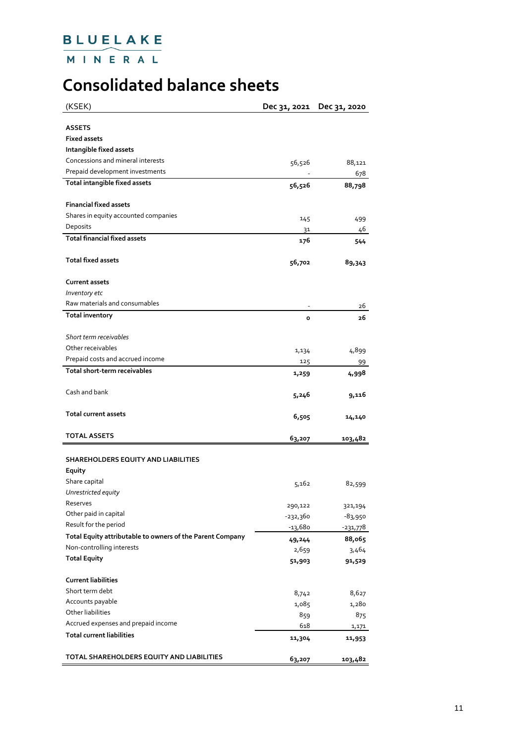BLUELAKE MINERAL

# Consolidated balance sheets

| (KSEK) | Dec 31, 2021 | Dec 31, 2020 |
|---|---|---|
| **ASSETS** | | |
| **Fixed assets** | | |
| **Intangible fixed assets** | | |
| Concessions and mineral interests | 56,526 | 88,121 |
| Prepaid development investments | - | 678 |
| **Total intangible fixed assets** | **56,526** | **88,798** |
| | | |
| **Financial fixed assets** | | |
| Shares in equity accounted companies | 145 | 499 |
| Deposits | 31 | 46 |
| **Total financial fixed assets** | **176** | **544** |
| | | |
| **Total fixed assets** | **56,702** | **89,343** |
| | | |
| **Current assets** | | |
| *Inventory etc* | | |
| Raw materials and consumables | - | 26 |
| **Total inventory** | **0** | **26** |
| | | |
| *Short term receivables* | | |
| Other receivables | 1,134 | 4,899 |
| Prepaid costs and accrued income | 125 | 99 |
| **Total short-term receivables** | **1,259** | **4,998** |
| | | |
| Cash and bank | **5,246** | **9,116** |
| | | |
| **Total current assets** | **6,505** | **14,140** |
| | | |
| **TOTAL ASSETS** | **63,207** | **103,482** |
| | | |
| **SHAREHOLDERS EQUITY AND LIABILITIES** | | |
| **Equity** | | |
| Share capital | 5,162 | 82,599 |
| *Unrestricted equity* | | |
| Reserves | 290,122 | 321,194 |
| Other paid in capital | -232,360 | -83,950 |
| Result for the period | -13,680 | -231,778 |
| **Total Equity attributable to owners of the Parent Company** | **49,244** | **88,065** |
| Non-controlling interests | 2,659 | 3,464 |
| **Total Equity** | **51,903** | **91,529** |
| | | |
| **Current liabilities** | | |
| Short term debt | 8,742 | 8,627 |
| Accounts payable | 1,085 | 1,280 |
| Other liabilities | 859 | 875 |
| Accrued expenses and prepaid income | 618 | 1,171 |
| **Total current liabilities** | **11,304** | **11,953** |
| | | |
| **TOTAL SHAREHOLDERS EQUITY AND LIABILITIES** | **63,207** | **103,482** |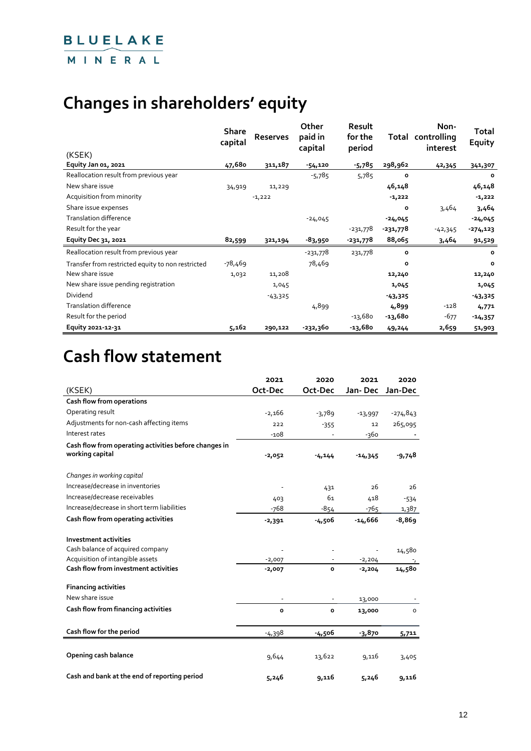# Changes in shareholders' equity

| (KSEK) | Share capital | Reserves | Other paid in capital | Result for the period | Total | Non-controlling interest | Total Equity |
|---|---|---|---|---|---|---|---|
| **Equity Jan 01, 2021** | **47,680** | **311,187** | **-54,120** | **-5,785** | **298,962** | **42,345** | **341,307** |
| Reallocation result from previous year | | | -5,785 | 5,785 | **0** | | **0** |
| New share issue | 34,919 | 11,229 | | | **46,148** | | **46,148** |
| Acquisition from minority | | -1,222 | | | **-1,222** | | **-1,222** |
| Share issue expenses | | | | | **0** | 3,464 | **3,464** |
| Translation difference | | | -24,045 | | **-24,045** | | **-24,045** |
| Result for the year | | | | -231,778 | **-231,778** | -42,345 | **-274,123** |
| **Equity Dec 31, 2021** | **82,599** | **321,194** | **-83,950** | **-231,778** | **88,065** | **3,464** | **91,529** |
| Reallocation result from previous year | | | -231,778 | 231,778 | **0** | | **0** |
| Transfer from restricted equity to non restricted | -78,469 | | 78,469 | | **0** | | **0** |
| New share issue | 1,032 | 11,208 | | | **12,240** | | **12,240** |
| New share issue pending registration | | 1,045 | | | **1,045** | | **1,045** |
| Dividend | | -43,325 | | | **-43,325** | | **-43,325** |
| Translation difference | | | 4,899 | | **4,899** | -128 | **4,771** |
| Result for the period | | | | -13,680 | **-13,680** | -677 | **-14,357** |
| **Equity 2021-12-31** | **5,162** | **290,122** | **-232,360** | **-13,680** | **49,244** | **2,659** | **51,903** |

# Cash flow statement

| (KSEK) | 2021 Oct-Dec | 2020 Oct-Dec | 2021 Jan- Dec | 2020 Jan-Dec |
|---|---|---|---|---|
| **Cash flow from operations** | | | | |
| Operating result | -2,166 | -3,789 | -13,997 | -274,843 |
| Adjustments for non-cash affecting items | 222 | -355 | 12 | 265,095 |
| Interest rates | -108 | - | -360 | - |
| **Cash flow from operating activities before changes in working capital** | **-2,052** | **-4,144** | **-14,345** | **-9,748** |
| *Changes in working capital* | | | | |
| Increase/decrease in inventories | - | 431 | 26 | 26 |
| Increase/decrease receivables | 403 | 61 | 418 | -534 |
| Increase/decrease in short term liabilities | -768 | -854 | -765 | 1,387 |
| **Cash flow from operating activities** | **-2,391** | **-4,506** | **-14,666** | **-8,869** |
| **Investment activities** | | | | |
| Cash balance of acquired company | - | - | - | 14,580 |
| Acquisition of intangible assets | -2,007 | - | -2,204 | -, |
| **Cash flow from investment activities** | **-2,007** | **0** | **-2,204** | **14,580** |
| **Financing activities** | | | | |
| New share issue | - | - | 13,000 | - |
| **Cash flow from financing activities** | **0** | **0** | **13,000** | 0 |
| **Cash flow for the period** | -4,398 | **-4,506** | **-3,870** | **5,711** |
| **Opening cash balance** | 9,644 | 13,622 | 9,116 | 3,405 |
| **Cash and bank at the end of reporting period** | **5,246** | **9,116** | **5,246** | **9,116** |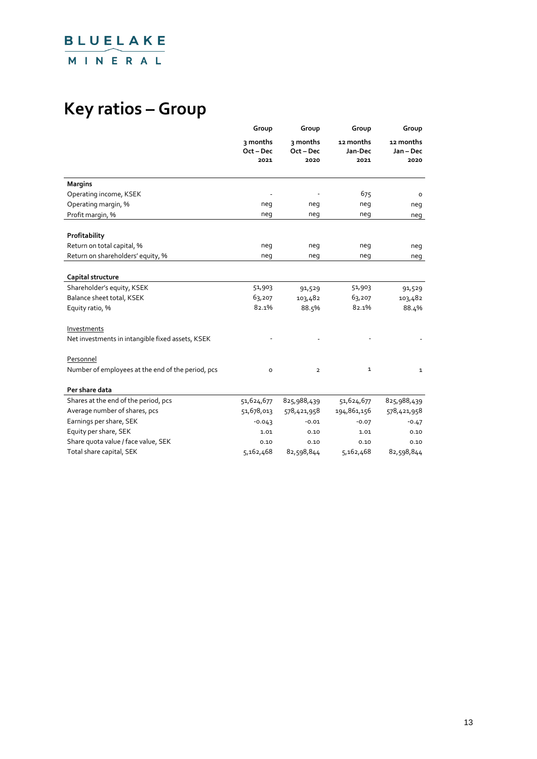# Key ratios – Group

| | Group<br>3 months<br>Oct – Dec<br>2021 | Group<br>3 months<br>Oct – Dec<br>2020 | Group<br>12 months<br>Jan-Dec<br>2021 | Group<br>12 months<br>Jan – Dec<br>2020 |
|---|---|---|---|---|
| **Margins** | | | | |
| Operating income, KSEK | - | - | 675 | 0 |
| Operating margin, % | neg | neg | neg | neg |
| Profit margin, % | neg | neg | neg | neg |
| **Profitability** | | | | |
| Return on total capital, % | neg | neg | neg | neg |
| Return on shareholders' equity, % | neg | neg | neg | neg |
| **Capital structure** | | | | |
| Shareholder's equity, KSEK | 51,903 | 91,529 | 51,903 | 91,529 |
| Balance sheet total, KSEK | 63,207 | 103,482 | 63,207 | 103,482 |
| Equity ratio, % | 82.1% | 88.5% | 82.1% | 88.4% |
| Investments | | | | |
| Net investments in intangible fixed assets, KSEK | - | - | - | - |
| Personnel | | | | |
| Number of employees at the end of the period, pcs | 0 | 2 | 1 | 1 |
| **Per share data** | | | | |
| Shares at the end of the period, pcs | 51,624,677 | 825,988,439 | 51,624,677 | 825,988,439 |
| Average number of shares, pcs | 51,678,013 | 578,421,958 | 194,861,156 | 578,421,958 |
| Earnings per share, SEK | -0.043 | -0.01 | -0.07 | -0.47 |
| Equity per share, SEK | 1.01 | 0.10 | 1.01 | 0.10 |
| Share quota value / face value, SEK | 0.10 | 0.10 | 0.10 | 0.10 |
| Total share capital, SEK | 5,162,468 | 82,598,844 | 5,162,468 | 82,598,844 |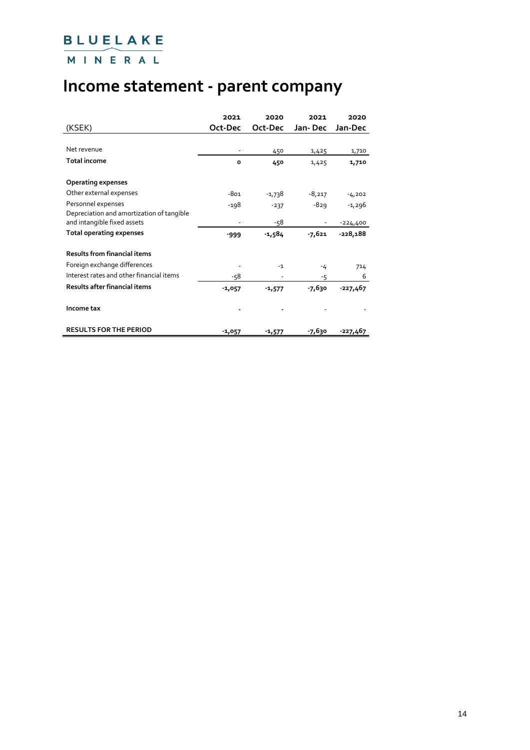# Income statement - parent company

| (KSEK) | 2021 Oct-Dec | 2020 Oct-Dec | 2021 Jan- Dec | 2020 Jan-Dec |
|---|---|---|---|---|
| Net revenue | - | 450 | 1,425 | 1,710 |
| **Total income** | **0** | **450** | 1,425 | **1,710** |
| | | | | |
| **Operating expenses** | | | | |
| Other external expenses | -801 | -1,738 | -8,217 | -4,202 |
| Personnel expenses | -198 | -237 | -829 | -1,296 |
| Depreciation and amortization of tangible and intangible fixed assets | - | -58 | - | -224,400 |
| **Total operating expenses** | **-999** | **-1,584** | **-7,621** | **-228,188** |
| | | | | |
| **Results from financial items** | | | | |
| Foreign exchange differences | - | -1 | -4 | 714 |
| Interest rates and other financial items | -58 | - | -5 | 6 |
| **Results after financial items** | **-1,057** | **-1,577** | **-7,630** | **-227,467** |
| | | | | |
| **Income tax** | - | - | - | - |
| | | | | |
| **RESULTS FOR THE PERIOD** | **-1,057** | **-1,577** | **-7,630** | **-227,467** |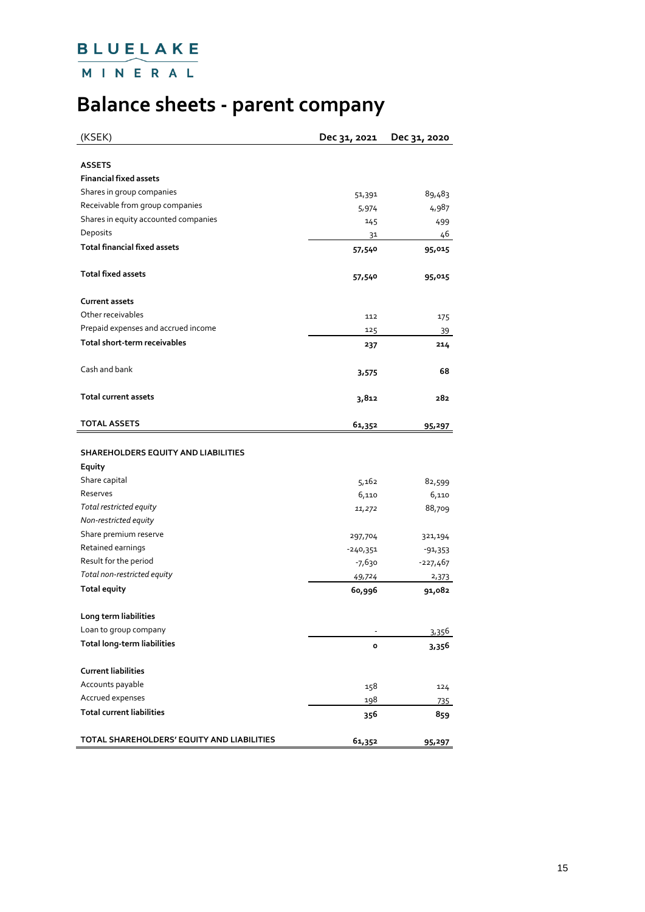BLUELAKE MINERAL

# Balance sheets - parent company

| (KSEK) | Dec 31, 2021 | Dec 31, 2020 |
|---|---|---|
| **ASSETS** | | |
| **Financial fixed assets** | | |
| Shares in group companies | 51,391 | 89,483 |
| Receivable from group companies | 5,974 | 4,987 |
| Shares in equity accounted companies | 145 | 499 |
| Deposits | 31 | 46 |
| **Total financial fixed assets** | **57,540** | **95,015** |
| **Total fixed assets** | **57,540** | **95,015** |
| **Current assets** | | |
| Other receivables | 112 | 175 |
| Prepaid expenses and accrued income | 125 | 39 |
| **Total short-term receivables** | **237** | **214** |
| Cash and bank | **3,575** | **68** |
| **Total current assets** | **3,812** | **282** |
| **TOTAL ASSETS** | **61,352** | **95,297** |
| **SHAREHOLDERS EQUITY AND LIABILITIES** | | |
| **Equity** | | |
| Share capital | 5,162 | 82,599 |
| Reserves | 6,110 | 6,110 |
| *Total restricted equity* | *11,272* | 88,709 |
| *Non-restricted equity* | | |
| Share premium reserve | 297,704 | 321,194 |
| Retained earnings | -240,351 | -91,353 |
| Result for the period | -7,630 | -227,467 |
| *Total non-restricted equity* | *49,724* | 2,373 |
| **Total equity** | **60,996** | **91,082** |
| **Long term liabilities** | | |
| Loan to group company | - | 3,356 |
| **Total long-term liabilities** | **0** | **3,356** |
| **Current liabilities** | | |
| Accounts payable | 158 | 124 |
| Accrued expenses | 198 | 735 |
| **Total current liabilities** | **356** | **859** |
| **TOTAL SHAREHOLDERS' EQUITY AND LIABILITIES** | **61,352** | **95,297** |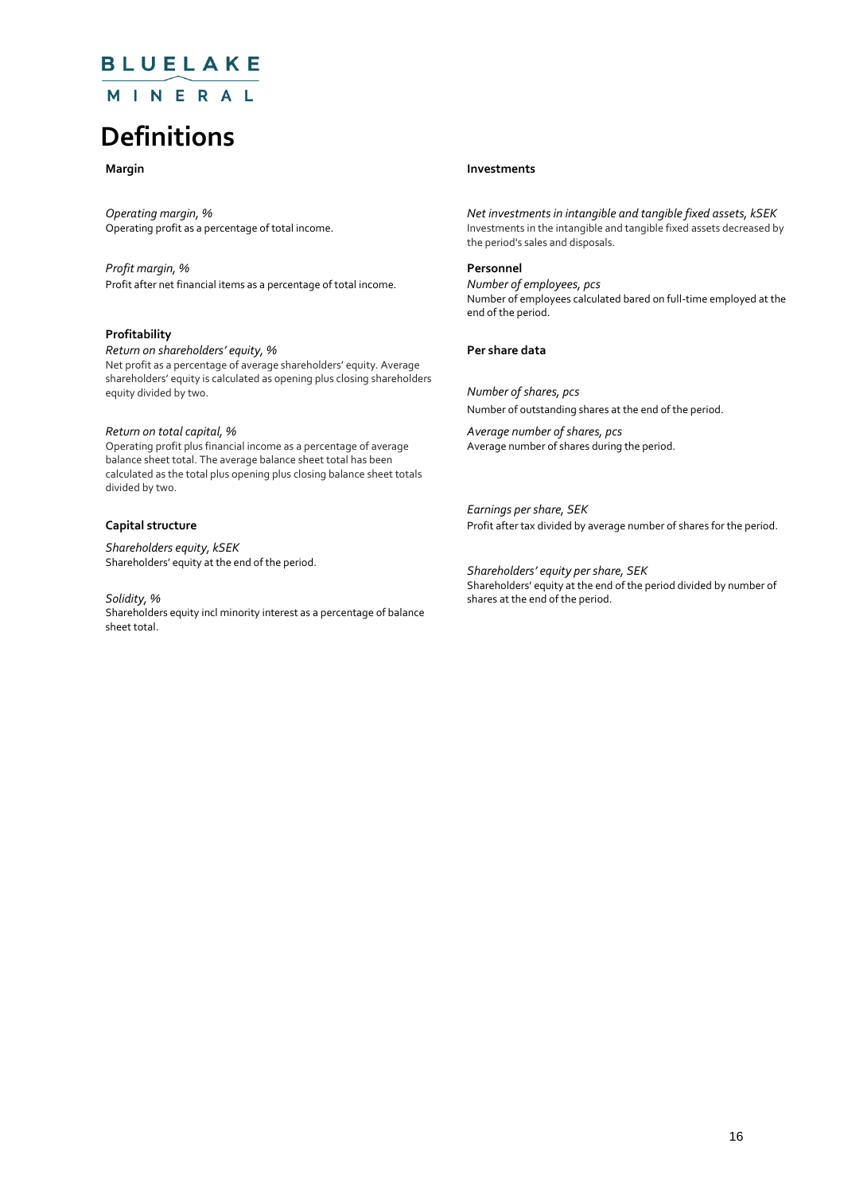# Definitions

**Margin**

*Operating margin, %*
Operating profit as a percentage of total income.

*Profit margin, %*
Profit after net financial items as a percentage of total income.

**Profitability**

*Return on shareholders' equity, %*
Net profit as a percentage of average shareholders' equity. Average shareholders' equity is calculated as opening plus closing shareholders equity divided by two.

*Return on total capital, %*
Operating profit plus financial income as a percentage of average balance sheet total. The average balance sheet total has been calculated as the total plus opening plus closing balance sheet totals divided by two.

**Capital structure**

*Shareholders equity, kSEK*
Shareholders' equity at the end of the period.

*Solidity, %*
Shareholders equity incl minority interest as a percentage of balance sheet total.

**Investments**

*Net investments in intangible and tangible fixed assets, kSEK*
Investments in the intangible and tangible fixed assets decreased by the period's sales and disposals.

**Personnel**

*Number of employees, pcs*
Number of employees calculated bared on full-time employed at the end of the period.

**Per share data**

*Number of shares, pcs*
Number of outstanding shares at the end of the period.

*Average number of shares, pcs*
Average number of shares during the period.

*Earnings per share, SEK*
Profit after tax divided by average number of shares for the period.

*Shareholders' equity per share, SEK*
Shareholders' equity at the end of the period divided by number of shares at the end of the period.